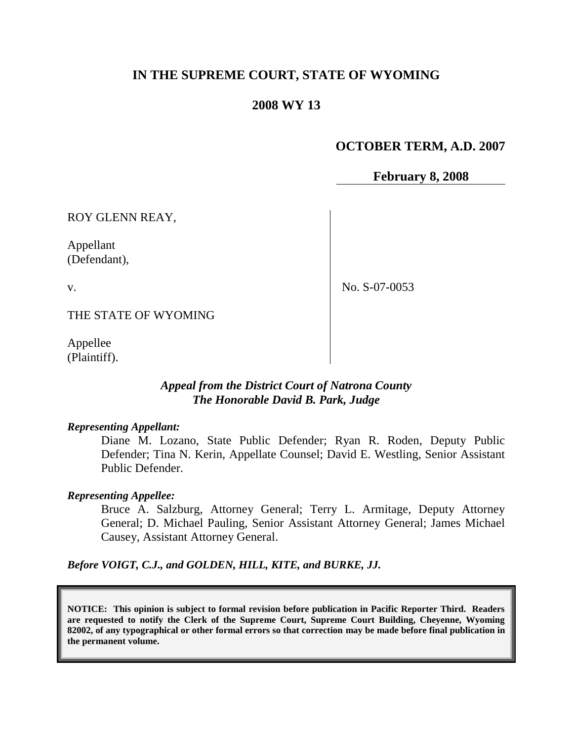# IN THE SUPREME COURT, STATE OF WYOMING

## 2008 WY 13

**OCTOBER TERM, A.D. 2007**

**February 8, 2008**

ROY GLENN REAY,

Appellant
(Defendant),

v.

THE STATE OF WYOMING

Appellee
(Plaintiff).

No. S-07-0053

***Appeal from the District Court of Natrona County***
***The Honorable David B. Park, Judge***

***Representing Appellant:***

Diane M. Lozano, State Public Defender; Ryan R. Roden, Deputy Public Defender; Tina N. Kerin, Appellate Counsel; David E. Westling, Senior Assistant Public Defender.

***Representing Appellee:***

Bruce A. Salzburg, Attorney General; Terry L. Armitage, Deputy Attorney General; D. Michael Pauling, Senior Assistant Attorney General; James Michael Causey, Assistant Attorney General.

***Before VOIGT, C.J., and GOLDEN, HILL, KITE, and BURKE, JJ.***

**NOTICE: This opinion is subject to formal revision before publication in Pacific Reporter Third. Readers are requested to notify the Clerk of the Supreme Court, Supreme Court Building, Cheyenne, Wyoming 82002, of any typographical or other formal errors so that correction may be made before final publication in the permanent volume.**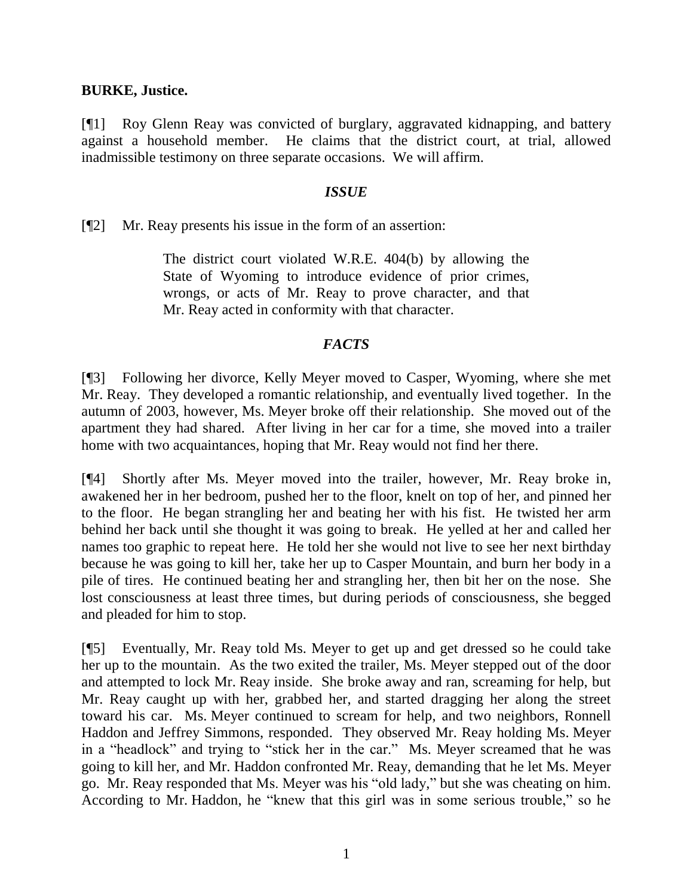**BURKE, Justice.**

[¶1] Roy Glenn Reay was convicted of burglary, aggravated kidnapping, and battery against a household member. He claims that the district court, at trial, allowed inadmissible testimony on three separate occasions. We will affirm.

### *ISSUE*

[¶2] Mr. Reay presents his issue in the form of an assertion:

> The district court violated W.R.E. 404(b) by allowing the State of Wyoming to introduce evidence of prior crimes, wrongs, or acts of Mr. Reay to prove character, and that Mr. Reay acted in conformity with that character.

### *FACTS*

[¶3] Following her divorce, Kelly Meyer moved to Casper, Wyoming, where she met Mr. Reay. They developed a romantic relationship, and eventually lived together. In the autumn of 2003, however, Ms. Meyer broke off their relationship. She moved out of the apartment they had shared. After living in her car for a time, she moved into a trailer home with two acquaintances, hoping that Mr. Reay would not find her there.

[¶4] Shortly after Ms. Meyer moved into the trailer, however, Mr. Reay broke in, awakened her in her bedroom, pushed her to the floor, knelt on top of her, and pinned her to the floor. He began strangling her and beating her with his fist. He twisted her arm behind her back until she thought it was going to break. He yelled at her and called her names too graphic to repeat here. He told her she would not live to see her next birthday because he was going to kill her, take her up to Casper Mountain, and burn her body in a pile of tires. He continued beating her and strangling her, then bit her on the nose. She lost consciousness at least three times, but during periods of consciousness, she begged and pleaded for him to stop.

[¶5] Eventually, Mr. Reay told Ms. Meyer to get up and get dressed so he could take her up to the mountain. As the two exited the trailer, Ms. Meyer stepped out of the door and attempted to lock Mr. Reay inside. She broke away and ran, screaming for help, but Mr. Reay caught up with her, grabbed her, and started dragging her along the street toward his car. Ms. Meyer continued to scream for help, and two neighbors, Ronnell Haddon and Jeffrey Simmons, responded. They observed Mr. Reay holding Ms. Meyer in a "headlock" and trying to "stick her in the car." Ms. Meyer screamed that he was going to kill her, and Mr. Haddon confronted Mr. Reay, demanding that he let Ms. Meyer go. Mr. Reay responded that Ms. Meyer was his "old lady," but she was cheating on him. According to Mr. Haddon, he "knew that this girl was in some serious trouble," so he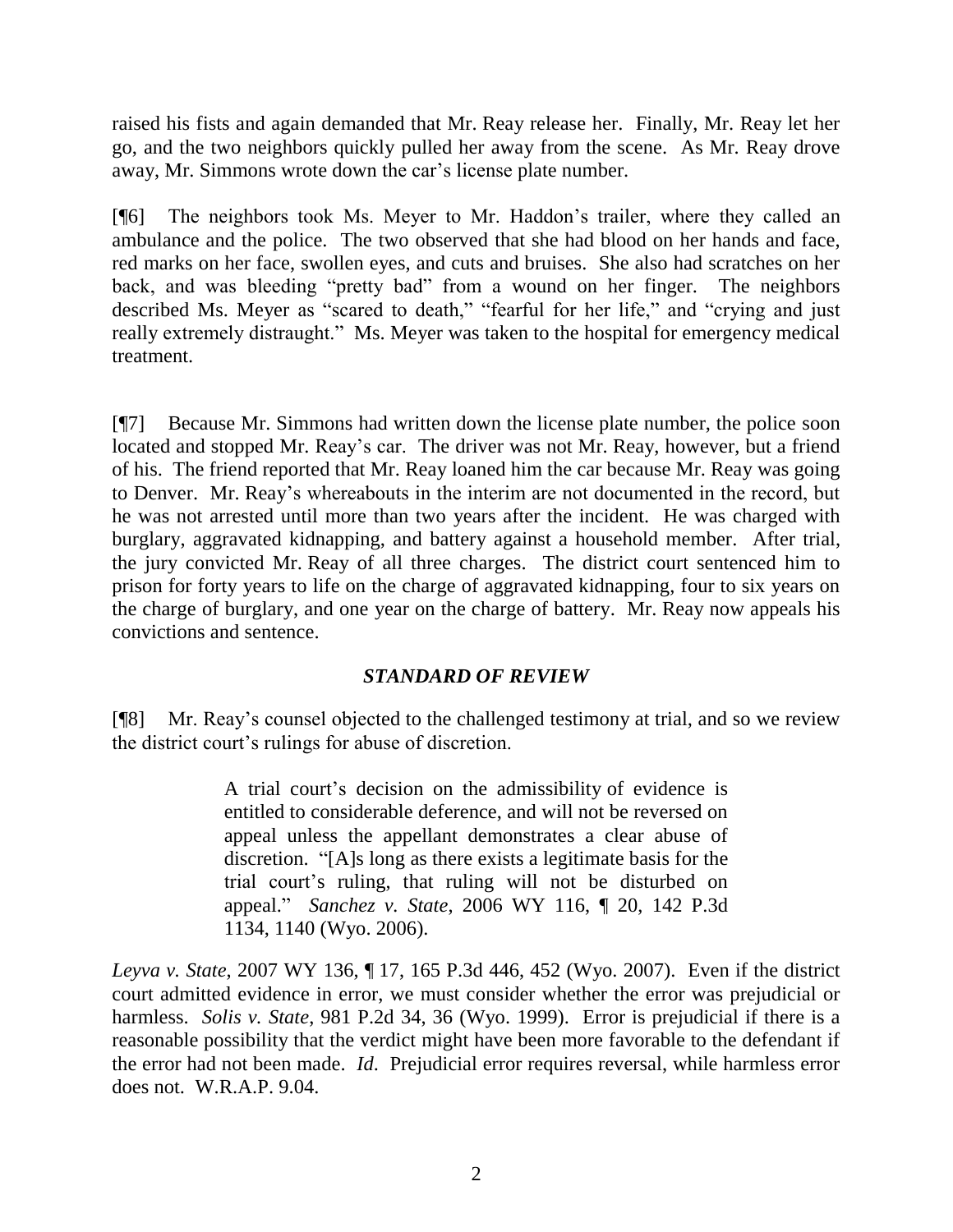raised his fists and again demanded that Mr. Reay release her. Finally, Mr. Reay let her go, and the two neighbors quickly pulled her away from the scene. As Mr. Reay drove away, Mr. Simmons wrote down the car's license plate number.

[¶6] The neighbors took Ms. Meyer to Mr. Haddon's trailer, where they called an ambulance and the police. The two observed that she had blood on her hands and face, red marks on her face, swollen eyes, and cuts and bruises. She also had scratches on her back, and was bleeding "pretty bad" from a wound on her finger. The neighbors described Ms. Meyer as "scared to death," "fearful for her life," and "crying and just really extremely distraught." Ms. Meyer was taken to the hospital for emergency medical treatment.

[¶7] Because Mr. Simmons had written down the license plate number, the police soon located and stopped Mr. Reay's car. The driver was not Mr. Reay, however, but a friend of his. The friend reported that Mr. Reay loaned him the car because Mr. Reay was going to Denver. Mr. Reay's whereabouts in the interim are not documented in the record, but he was not arrested until more than two years after the incident. He was charged with burglary, aggravated kidnapping, and battery against a household member. After trial, the jury convicted Mr. Reay of all three charges. The district court sentenced him to prison for forty years to life on the charge of aggravated kidnapping, four to six years on the charge of burglary, and one year on the charge of battery. Mr. Reay now appeals his convictions and sentence.

### *STANDARD OF REVIEW*

[¶8] Mr. Reay's counsel objected to the challenged testimony at trial, and so we review the district court's rulings for abuse of discretion.

> A trial court's decision on the admissibility of evidence is entitled to considerable deference, and will not be reversed on appeal unless the appellant demonstrates a clear abuse of discretion. "[A]s long as there exists a legitimate basis for the trial court's ruling, that ruling will not be disturbed on appeal." *Sanchez v. State*, 2006 WY 116, ¶ 20, 142 P.3d 1134, 1140 (Wyo. 2006).

*Leyva v. State*, 2007 WY 136, ¶ 17, 165 P.3d 446, 452 (Wyo. 2007). Even if the district court admitted evidence in error, we must consider whether the error was prejudicial or harmless. *Solis v. State*, 981 P.2d 34, 36 (Wyo. 1999). Error is prejudicial if there is a reasonable possibility that the verdict might have been more favorable to the defendant if the error had not been made. *Id*. Prejudicial error requires reversal, while harmless error does not. W.R.A.P. 9.04.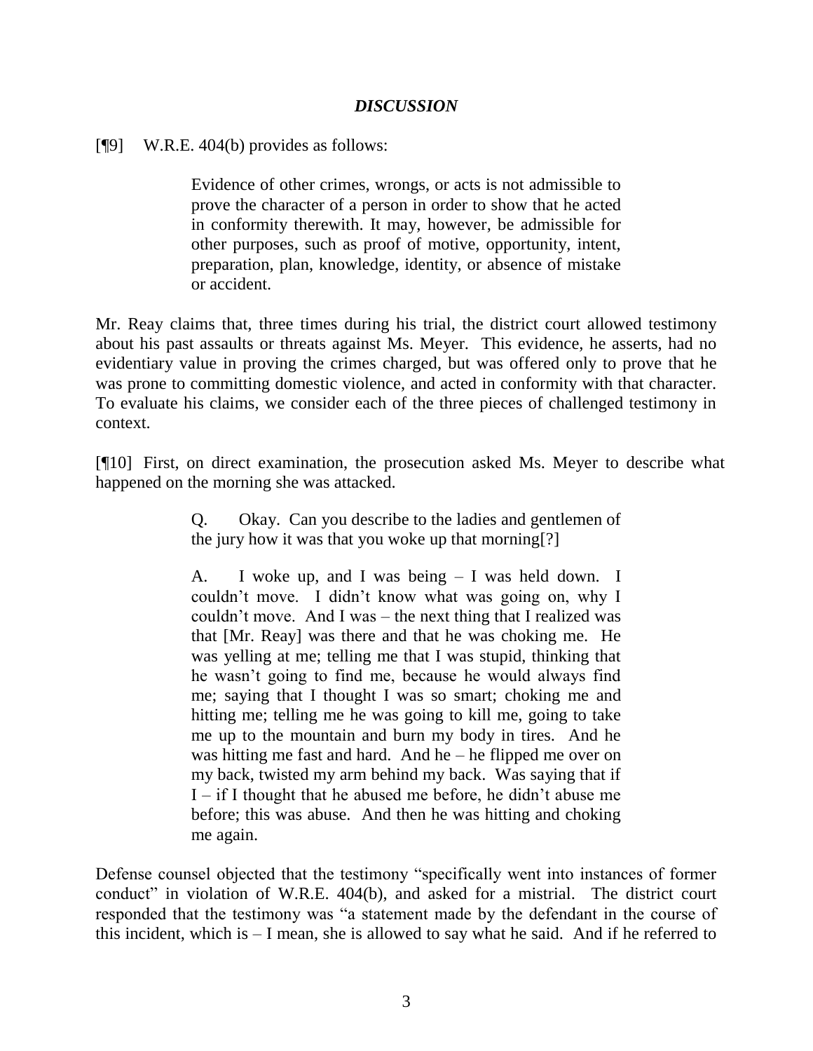## *DISCUSSION*

[¶9] W.R.E. 404(b) provides as follows:

> Evidence of other crimes, wrongs, or acts is not admissible to prove the character of a person in order to show that he acted in conformity therewith. It may, however, be admissible for other purposes, such as proof of motive, opportunity, intent, preparation, plan, knowledge, identity, or absence of mistake or accident.

Mr. Reay claims that, three times during his trial, the district court allowed testimony about his past assaults or threats against Ms. Meyer. This evidence, he asserts, had no evidentiary value in proving the crimes charged, but was offered only to prove that he was prone to committing domestic violence, and acted in conformity with that character. To evaluate his claims, we consider each of the three pieces of challenged testimony in context.

[¶10] First, on direct examination, the prosecution asked Ms. Meyer to describe what happened on the morning she was attacked.

> Q. Okay. Can you describe to the ladies and gentlemen of the jury how it was that you woke up that morning[?]
>
> A. I woke up, and I was being – I was held down. I couldn't move. I didn't know what was going on, why I couldn't move. And I was – the next thing that I realized was that [Mr. Reay] was there and that he was choking me. He was yelling at me; telling me that I was stupid, thinking that he wasn't going to find me, because he would always find me; saying that I thought I was so smart; choking me and hitting me; telling me he was going to kill me, going to take me up to the mountain and burn my body in tires. And he was hitting me fast and hard. And he – he flipped me over on my back, twisted my arm behind my back. Was saying that if I – if I thought that he abused me before, he didn't abuse me before; this was abuse. And then he was hitting and choking me again.

Defense counsel objected that the testimony "specifically went into instances of former conduct" in violation of W.R.E. 404(b), and asked for a mistrial. The district court responded that the testimony was "a statement made by the defendant in the course of this incident, which is – I mean, she is allowed to say what he said. And if he referred to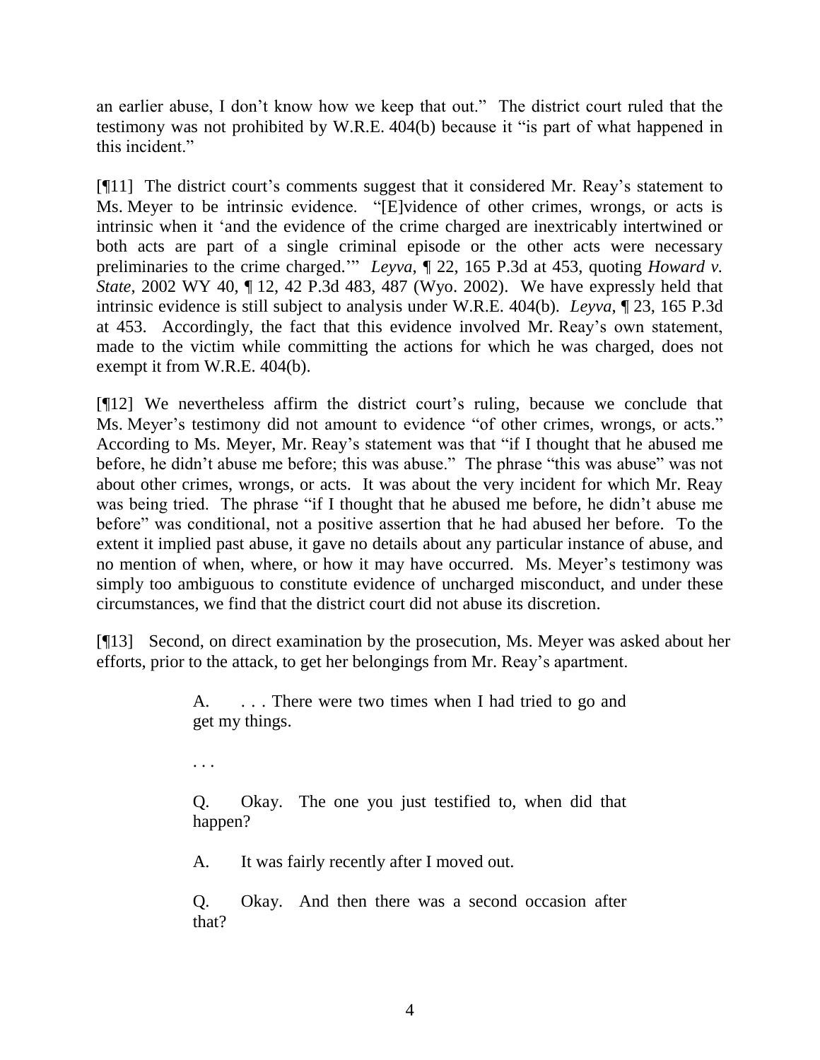an earlier abuse, I don't know how we keep that out." The district court ruled that the testimony was not prohibited by W.R.E. 404(b) because it "is part of what happened in this incident."

[¶11] The district court's comments suggest that it considered Mr. Reay's statement to Ms. Meyer to be intrinsic evidence. "[E]vidence of other crimes, wrongs, or acts is intrinsic when it 'and the evidence of the crime charged are inextricably intertwined or both acts are part of a single criminal episode or the other acts were necessary preliminaries to the crime charged.'" *Leyva*, ¶ 22, 165 P.3d at 453, quoting *Howard v. State*, 2002 WY 40, ¶ 12, 42 P.3d 483, 487 (Wyo. 2002). We have expressly held that intrinsic evidence is still subject to analysis under W.R.E. 404(b). *Leyva*, ¶ 23, 165 P.3d at 453. Accordingly, the fact that this evidence involved Mr. Reay's own statement, made to the victim while committing the actions for which he was charged, does not exempt it from W.R.E. 404(b).

[¶12] We nevertheless affirm the district court's ruling, because we conclude that Ms. Meyer's testimony did not amount to evidence "of other crimes, wrongs, or acts." According to Ms. Meyer, Mr. Reay's statement was that "if I thought that he abused me before, he didn't abuse me before; this was abuse." The phrase "this was abuse" was not about other crimes, wrongs, or acts. It was about the very incident for which Mr. Reay was being tried. The phrase "if I thought that he abused me before, he didn't abuse me before" was conditional, not a positive assertion that he had abused her before. To the extent it implied past abuse, it gave no details about any particular instance of abuse, and no mention of when, where, or how it may have occurred. Ms. Meyer's testimony was simply too ambiguous to constitute evidence of uncharged misconduct, and under these circumstances, we find that the district court did not abuse its discretion.

[¶13] Second, on direct examination by the prosecution, Ms. Meyer was asked about her efforts, prior to the attack, to get her belongings from Mr. Reay's apartment.

> A. . . . There were two times when I had tried to go and get my things.
>
> . . .
>
> Q. Okay. The one you just testified to, when did that happen?
>
> A. It was fairly recently after I moved out.
>
> Q. Okay. And then there was a second occasion after that?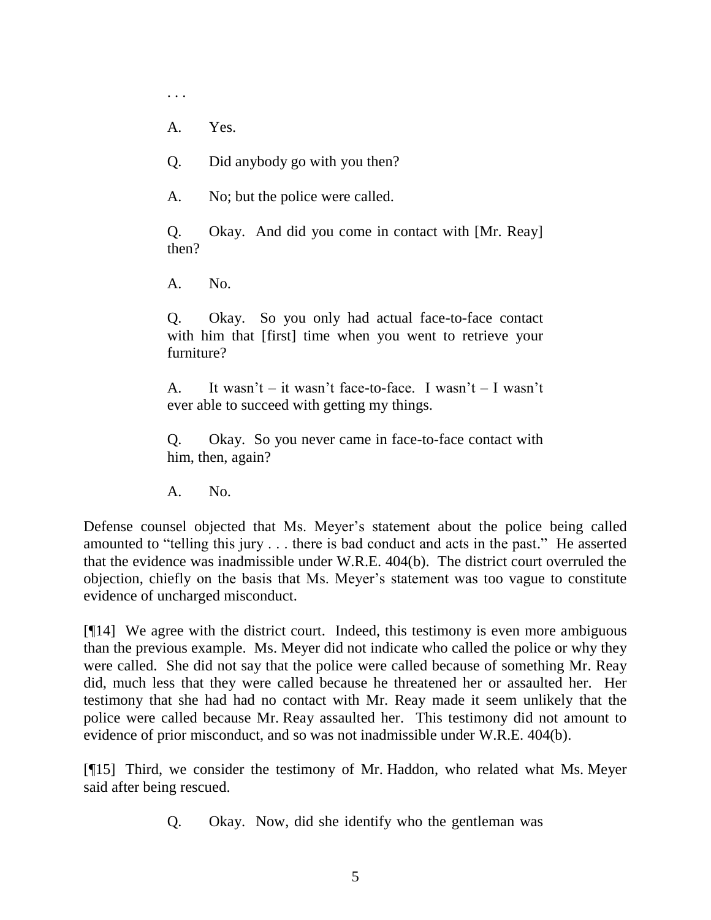. . .

> A. Yes.
>
> Q. Did anybody go with you then?
>
> A. No; but the police were called.
>
> Q. Okay. And did you come in contact with [Mr. Reay] then?
>
> A. No.
>
> Q. Okay. So you only had actual face-to-face contact with him that [first] time when you went to retrieve your furniture?
>
> A. It wasn't – it wasn't face-to-face. I wasn't – I wasn't ever able to succeed with getting my things.
>
> Q. Okay. So you never came in face-to-face contact with him, then, again?
>
> A. No.

Defense counsel objected that Ms. Meyer's statement about the police being called amounted to "telling this jury . . . there is bad conduct and acts in the past." He asserted that the evidence was inadmissible under W.R.E. 404(b). The district court overruled the objection, chiefly on the basis that Ms. Meyer's statement was too vague to constitute evidence of uncharged misconduct.

[¶14] We agree with the district court. Indeed, this testimony is even more ambiguous than the previous example. Ms. Meyer did not indicate who called the police or why they were called. She did not say that the police were called because of something Mr. Reay did, much less that they were called because he threatened her or assaulted her. Her testimony that she had had no contact with Mr. Reay made it seem unlikely that the police were called because Mr. Reay assaulted her. This testimony did not amount to evidence of prior misconduct, and so was not inadmissible under W.R.E. 404(b).

[¶15] Third, we consider the testimony of Mr. Haddon, who related what Ms. Meyer said after being rescued.

> Q. Okay. Now, did she identify who the gentleman was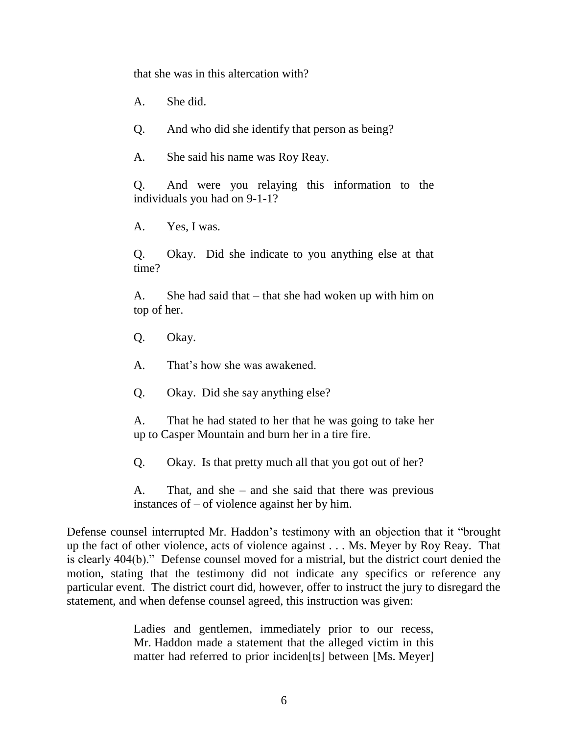> that she was in this altercation with?
>
> A. She did.
>
> Q. And who did she identify that person as being?
>
> A. She said his name was Roy Reay.
>
> Q. And were you relaying this information to the individuals you had on 9-1-1?
>
> A. Yes, I was.
>
> Q. Okay. Did she indicate to you anything else at that time?
>
> A. She had said that – that she had woken up with him on top of her.
>
> Q. Okay.
>
> A. That's how she was awakened.
>
> Q. Okay. Did she say anything else?
>
> A. That he had stated to her that he was going to take her up to Casper Mountain and burn her in a tire fire.
>
> Q. Okay. Is that pretty much all that you got out of her?
>
> A. That, and she – and she said that there was previous instances of – of violence against her by him.

Defense counsel interrupted Mr. Haddon's testimony with an objection that it "brought up the fact of other violence, acts of violence against . . . Ms. Meyer by Roy Reay. That is clearly 404(b)." Defense counsel moved for a mistrial, but the district court denied the motion, stating that the testimony did not indicate any specifics or reference any particular event. The district court did, however, offer to instruct the jury to disregard the statement, and when defense counsel agreed, this instruction was given:

> Ladies and gentlemen, immediately prior to our recess, Mr. Haddon made a statement that the alleged victim in this matter had referred to prior inciden[ts] between [Ms. Meyer]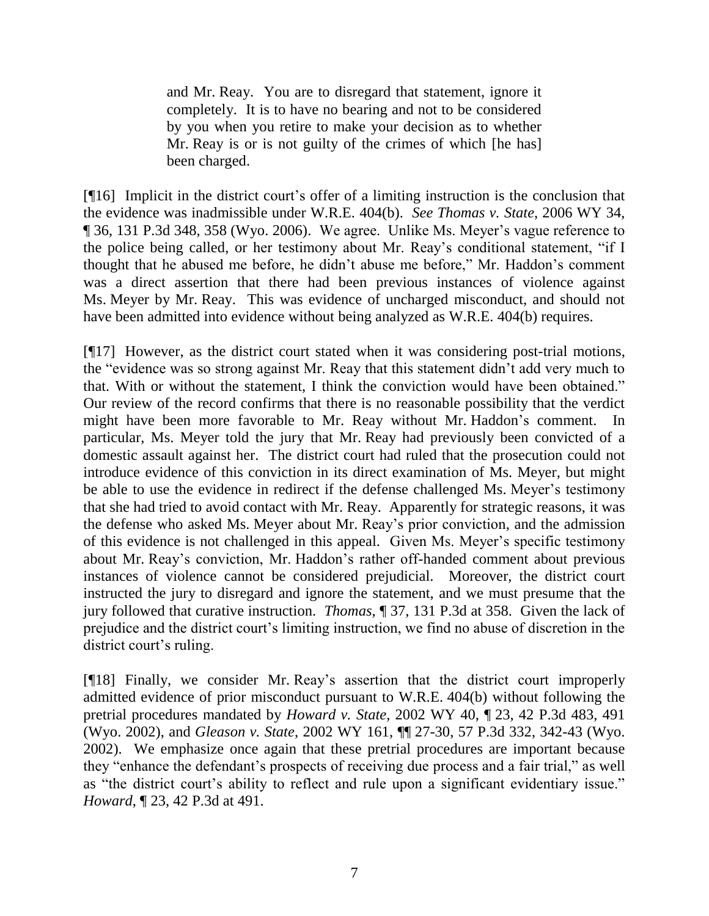> and Mr. Reay. You are to disregard that statement, ignore it completely. It is to have no bearing and not to be considered by you when you retire to make your decision as to whether Mr. Reay is or is not guilty of the crimes of which [he has] been charged.

[¶16] Implicit in the district court's offer of a limiting instruction is the conclusion that the evidence was inadmissible under W.R.E. 404(b). *See Thomas v. State*, 2006 WY 34, ¶ 36, 131 P.3d 348, 358 (Wyo. 2006). We agree. Unlike Ms. Meyer's vague reference to the police being called, or her testimony about Mr. Reay's conditional statement, "if I thought that he abused me before, he didn't abuse me before," Mr. Haddon's comment was a direct assertion that there had been previous instances of violence against Ms. Meyer by Mr. Reay. This was evidence of uncharged misconduct, and should not have been admitted into evidence without being analyzed as W.R.E. 404(b) requires.

[¶17] However, as the district court stated when it was considering post-trial motions, the "evidence was so strong against Mr. Reay that this statement didn't add very much to that. With or without the statement, I think the conviction would have been obtained." Our review of the record confirms that there is no reasonable possibility that the verdict might have been more favorable to Mr. Reay without Mr. Haddon's comment. In particular, Ms. Meyer told the jury that Mr. Reay had previously been convicted of a domestic assault against her. The district court had ruled that the prosecution could not introduce evidence of this conviction in its direct examination of Ms. Meyer, but might be able to use the evidence in redirect if the defense challenged Ms. Meyer's testimony that she had tried to avoid contact with Mr. Reay. Apparently for strategic reasons, it was the defense who asked Ms. Meyer about Mr. Reay's prior conviction, and the admission of this evidence is not challenged in this appeal. Given Ms. Meyer's specific testimony about Mr. Reay's conviction, Mr. Haddon's rather off-handed comment about previous instances of violence cannot be considered prejudicial. Moreover, the district court instructed the jury to disregard and ignore the statement, and we must presume that the jury followed that curative instruction. *Thomas*, ¶ 37, 131 P.3d at 358. Given the lack of prejudice and the district court's limiting instruction, we find no abuse of discretion in the district court's ruling.

[¶18] Finally, we consider Mr. Reay's assertion that the district court improperly admitted evidence of prior misconduct pursuant to W.R.E. 404(b) without following the pretrial procedures mandated by *Howard v. State*, 2002 WY 40, ¶ 23, 42 P.3d 483, 491 (Wyo. 2002), and *Gleason v. State*, 2002 WY 161, ¶¶ 27-30, 57 P.3d 332, 342-43 (Wyo. 2002). We emphasize once again that these pretrial procedures are important because they "enhance the defendant's prospects of receiving due process and a fair trial," as well as "the district court's ability to reflect and rule upon a significant evidentiary issue." *Howard*, ¶ 23, 42 P.3d at 491.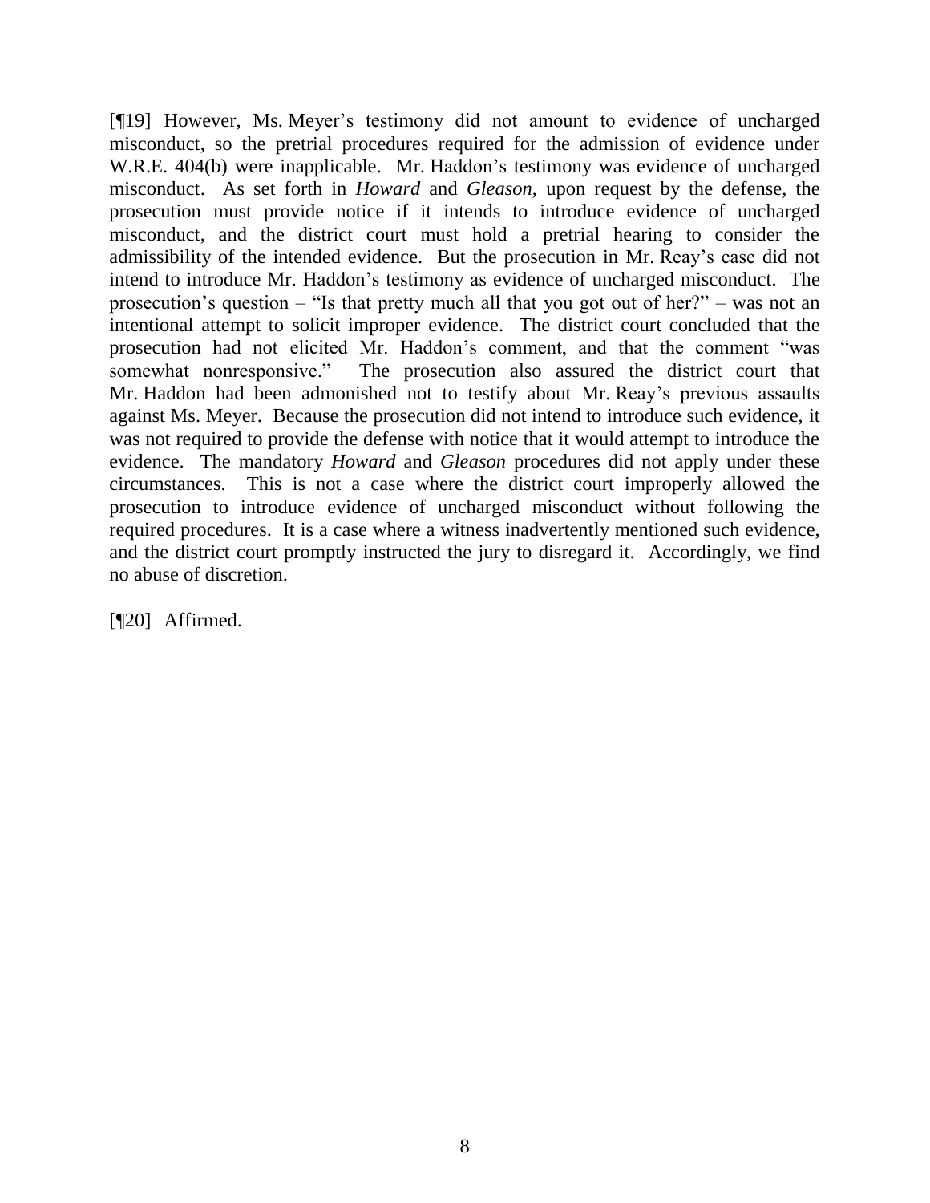[¶19] However, Ms. Meyer's testimony did not amount to evidence of uncharged misconduct, so the pretrial procedures required for the admission of evidence under W.R.E. 404(b) were inapplicable. Mr. Haddon's testimony was evidence of uncharged misconduct. As set forth in *Howard* and *Gleason*, upon request by the defense, the prosecution must provide notice if it intends to introduce evidence of uncharged misconduct, and the district court must hold a pretrial hearing to consider the admissibility of the intended evidence. But the prosecution in Mr. Reay's case did not intend to introduce Mr. Haddon's testimony as evidence of uncharged misconduct. The prosecution's question – "Is that pretty much all that you got out of her?" – was not an intentional attempt to solicit improper evidence. The district court concluded that the prosecution had not elicited Mr. Haddon's comment, and that the comment "was somewhat nonresponsive." The prosecution also assured the district court that Mr. Haddon had been admonished not to testify about Mr. Reay's previous assaults against Ms. Meyer. Because the prosecution did not intend to introduce such evidence, it was not required to provide the defense with notice that it would attempt to introduce the evidence. The mandatory *Howard* and *Gleason* procedures did not apply under these circumstances. This is not a case where the district court improperly allowed the prosecution to introduce evidence of uncharged misconduct without following the required procedures. It is a case where a witness inadvertently mentioned such evidence, and the district court promptly instructed the jury to disregard it. Accordingly, we find no abuse of discretion.

[¶20] Affirmed.